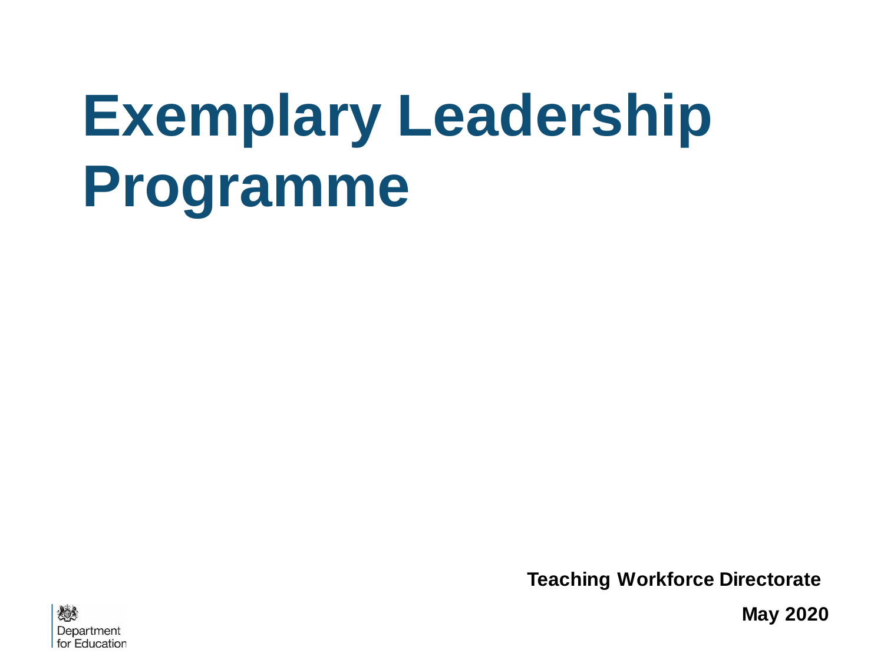# Exemplary Leadership Programme

**Teaching Workforce Directorate**

**May 2020**

Department for Education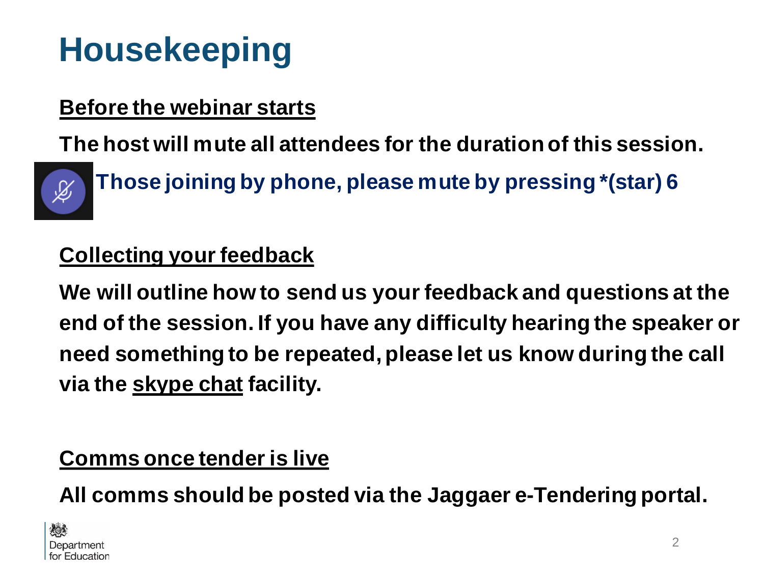# Housekeeping

**Before the webinar starts**

**The host will mute all attendees for the duration of this session.**

**Those joining by phone, please mute by pressing *(star) 6**

**Collecting your feedback**

**We will outline how to send us your feedback and questions at the end of the session. If you have any difficulty hearing the speaker or need something to be repeated, please let us know during the call via the skype chat facility.**

**Comms once tender is live**

**All comms should be posted via the Jaggaer e-Tendering portal.**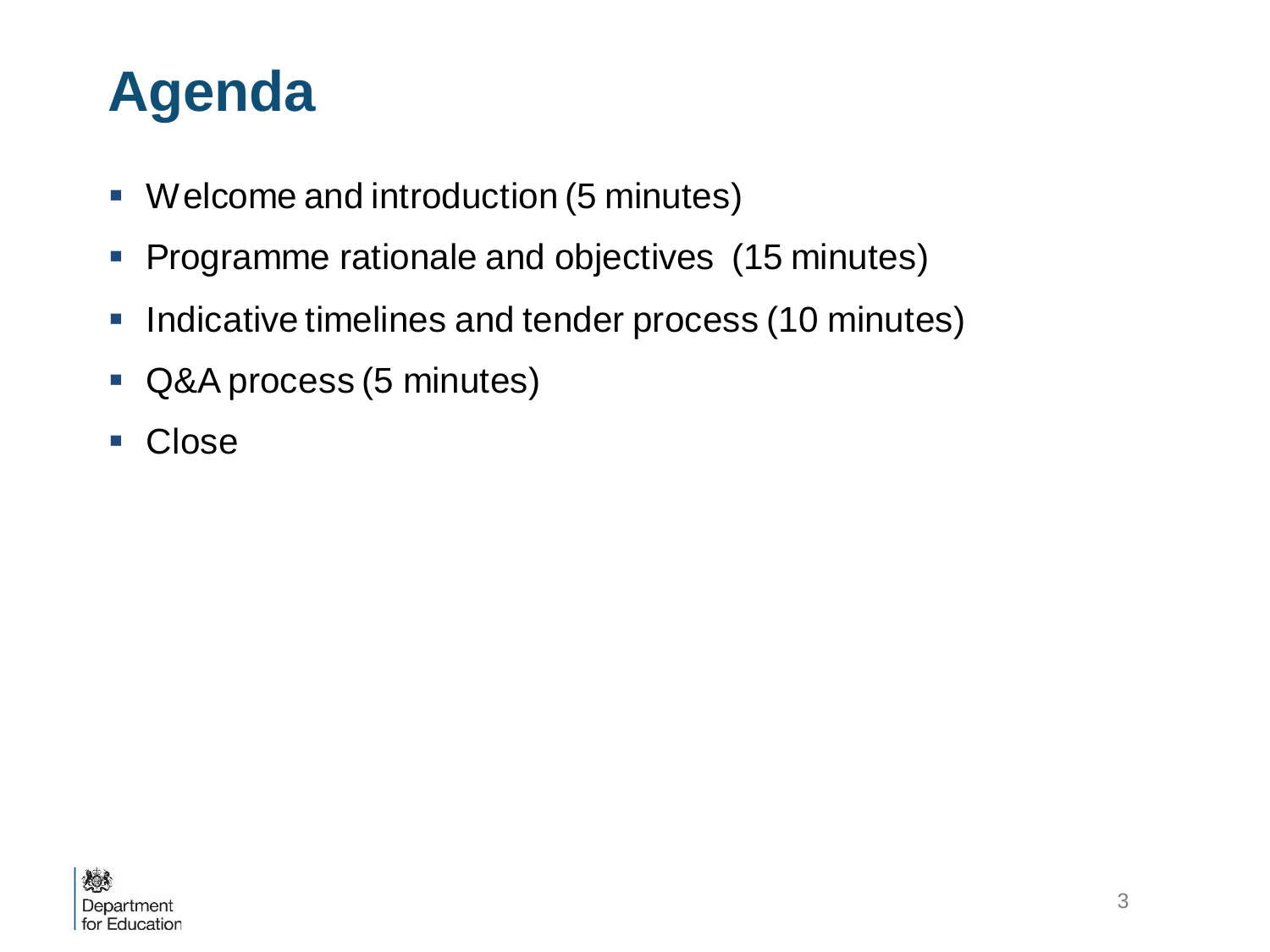# Agenda

- Welcome and introduction (5 minutes)
- Programme rationale and objectives (15 minutes)
- Indicative timelines and tender process (10 minutes)
- Q&A process (5 minutes)
- Close

Department for Education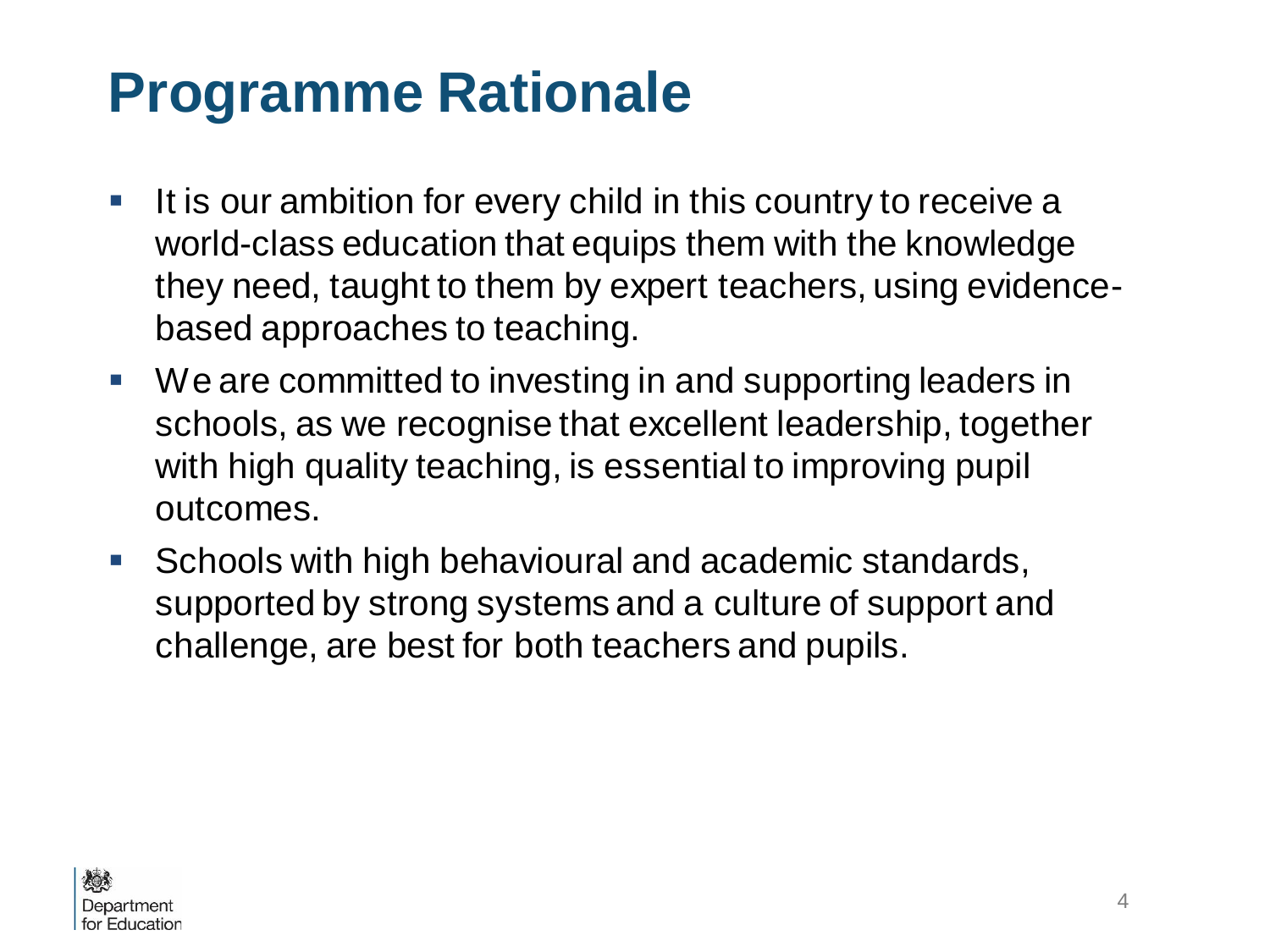# Programme Rationale

- It is our ambition for every child in this country to receive a world-class education that equips them with the knowledge they need, taught to them by expert teachers, using evidence-based approaches to teaching.
- We are committed to investing in and supporting leaders in schools, as we recognise that excellent leadership, together with high quality teaching, is essential to improving pupil outcomes.
- Schools with high behavioural and academic standards, supported by strong systems and a culture of support and challenge, are best for both teachers and pupils.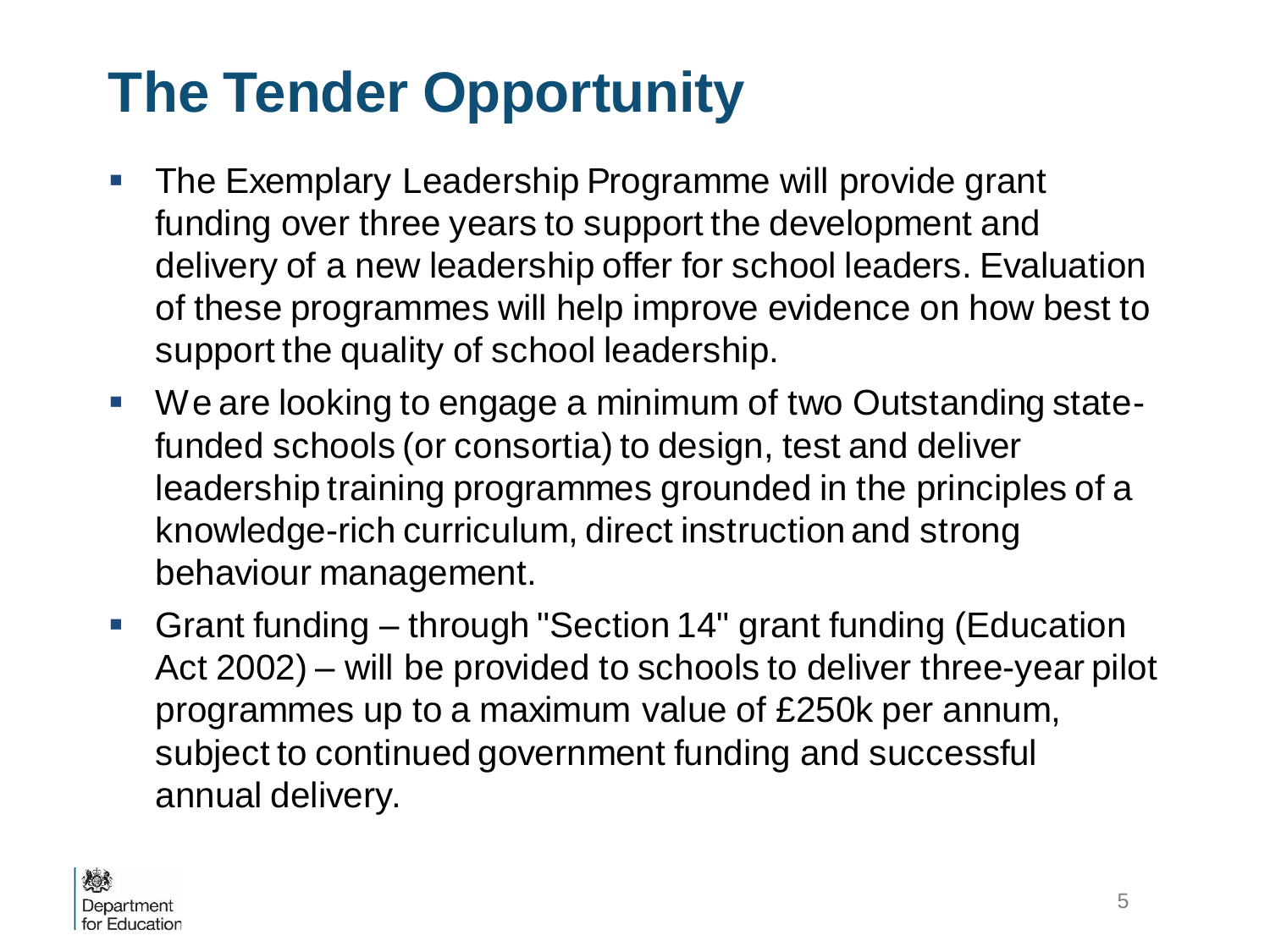# The Tender Opportunity

- The Exemplary Leadership Programme will provide grant funding over three years to support the development and delivery of a new leadership offer for school leaders. Evaluation of these programmes will help improve evidence on how best to support the quality of school leadership.
- We are looking to engage a minimum of two Outstanding state-funded schools (or consortia) to design, test and deliver leadership training programmes grounded in the principles of a knowledge-rich curriculum, direct instruction and strong behaviour management.
- Grant funding – through "Section 14" grant funding (Education Act 2002) – will be provided to schools to deliver three-year pilot programmes up to a maximum value of £250k per annum, subject to continued government funding and successful annual delivery.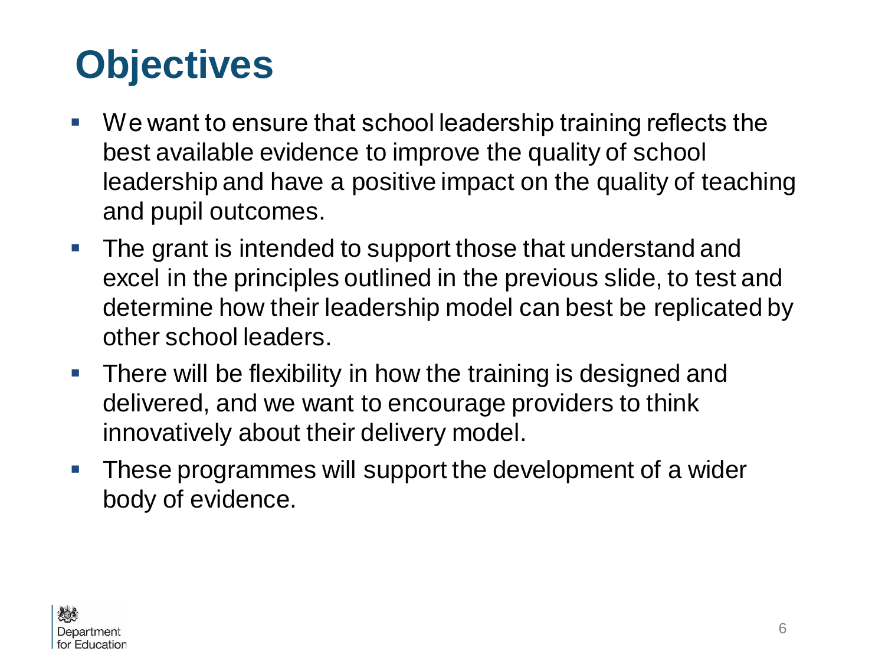# Objectives

- We want to ensure that school leadership training reflects the best available evidence to improve the quality of school leadership and have a positive impact on the quality of teaching and pupil outcomes.
- The grant is intended to support those that understand and excel in the principles outlined in the previous slide, to test and determine how their leadership model can best be replicated by other school leaders.
- There will be flexibility in how the training is designed and delivered, and we want to encourage providers to think innovatively about their delivery model.
- These programmes will support the development of a wider body of evidence.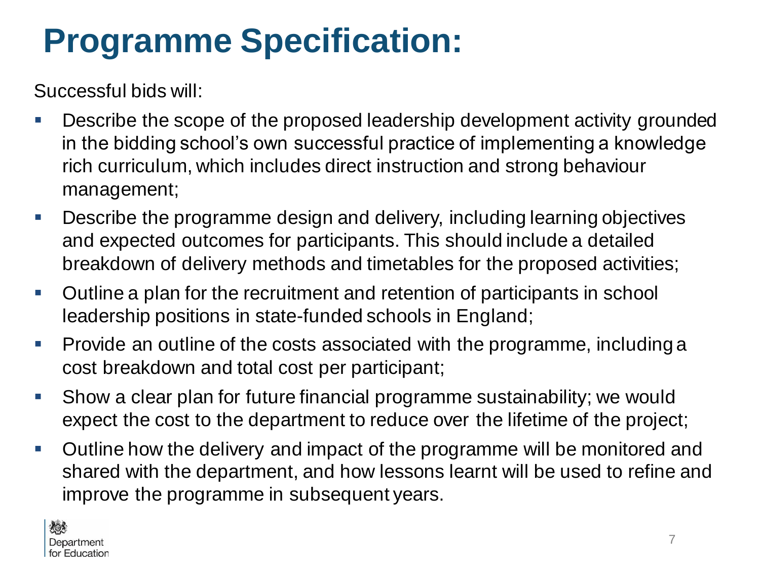# Programme Specification:

Successful bids will:

- Describe the scope of the proposed leadership development activity grounded in the bidding school's own successful practice of implementing a knowledge rich curriculum, which includes direct instruction and strong behaviour management;
- Describe the programme design and delivery, including learning objectives and expected outcomes for participants. This should include a detailed breakdown of delivery methods and timetables for the proposed activities;
- Outline a plan for the recruitment and retention of participants in school leadership positions in state-funded schools in England;
- Provide an outline of the costs associated with the programme, including a cost breakdown and total cost per participant;
- Show a clear plan for future financial programme sustainability; we would expect the cost to the department to reduce over the lifetime of the project;
- Outline how the delivery and impact of the programme will be monitored and shared with the department, and how lessons learnt will be used to refine and improve the programme in subsequent years.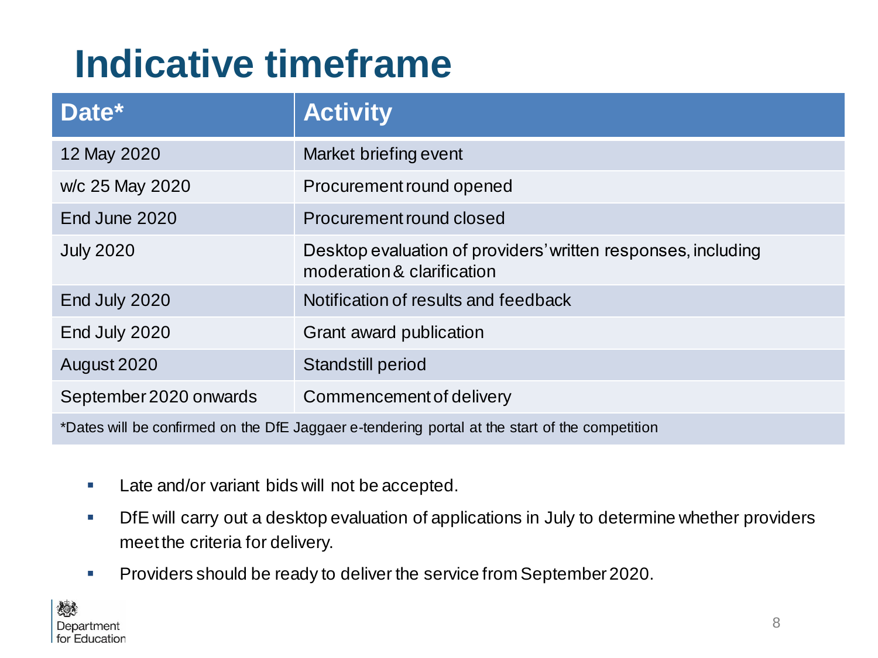# Indicative timeframe

| Date* | Activity |
|---|---|
| 12 May 2020 | Market briefing event |
| w/c 25 May 2020 | Procurement round opened |
| End June 2020 | Procurement round closed |
| July 2020 | Desktop evaluation of providers' written responses, including moderation & clarification |
| End July 2020 | Notification of results and feedback |
| End July 2020 | Grant award publication |
| August 2020 | Standstill period |
| September 2020 onwards | Commencement of delivery |

*Dates will be confirmed on the DfE Jaggaer e-tendering portal at the start of the competition

- Late and/or variant bids will not be accepted.
- DfE will carry out a desktop evaluation of applications in July to determine whether providers meet the criteria for delivery.
- Providers should be ready to deliver the service from September 2020.

Department for Education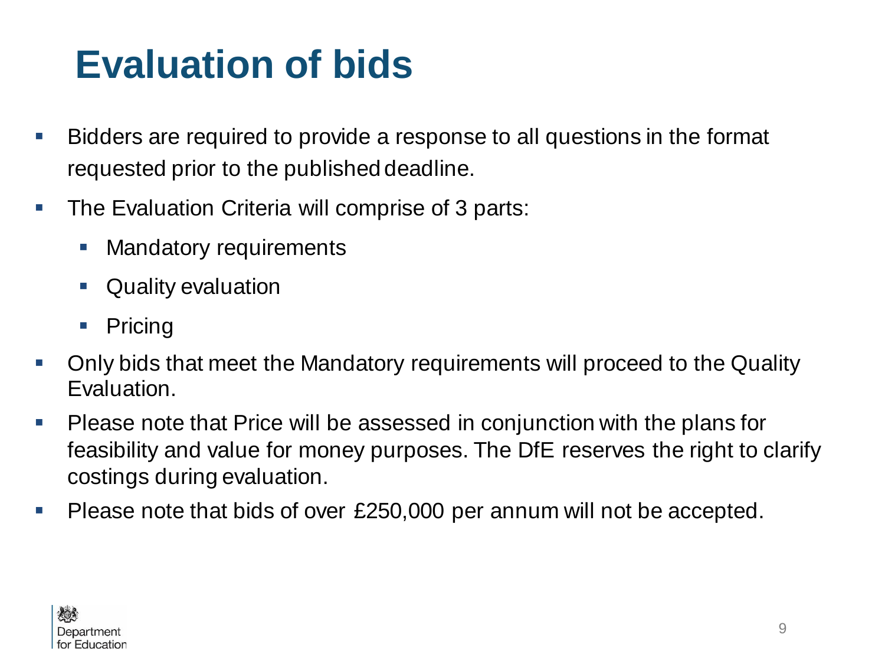# Evaluation of bids

- Bidders are required to provide a response to all questions in the format requested prior to the published deadline.
- The Evaluation Criteria will comprise of 3 parts:
  - Mandatory requirements
  - Quality evaluation
  - Pricing
- Only bids that meet the Mandatory requirements will proceed to the Quality Evaluation.
- Please note that Price will be assessed in conjunction with the plans for feasibility and value for money purposes. The DfE reserves the right to clarify costings during evaluation.
- Please note that bids of over £250,000 per annum will not be accepted.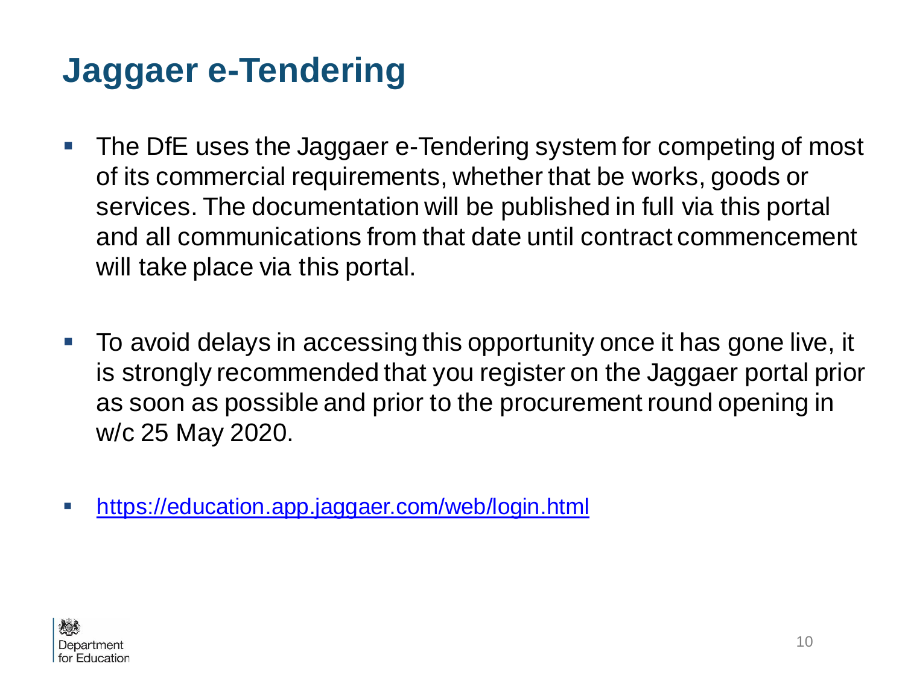# Jaggaer e-Tendering

- The DfE uses the Jaggaer e-Tendering system for competing of most of its commercial requirements, whether that be works, goods or services. The documentation will be published in full via this portal and all communications from that date until contract commencement will take place via this portal.

- To avoid delays in accessing this opportunity once it has gone live, it is strongly recommended that you register on the Jaggaer portal prior as soon as possible and prior to the procurement round opening in w/c 25 May 2020.

- https://education.app.jaggaer.com/web/login.html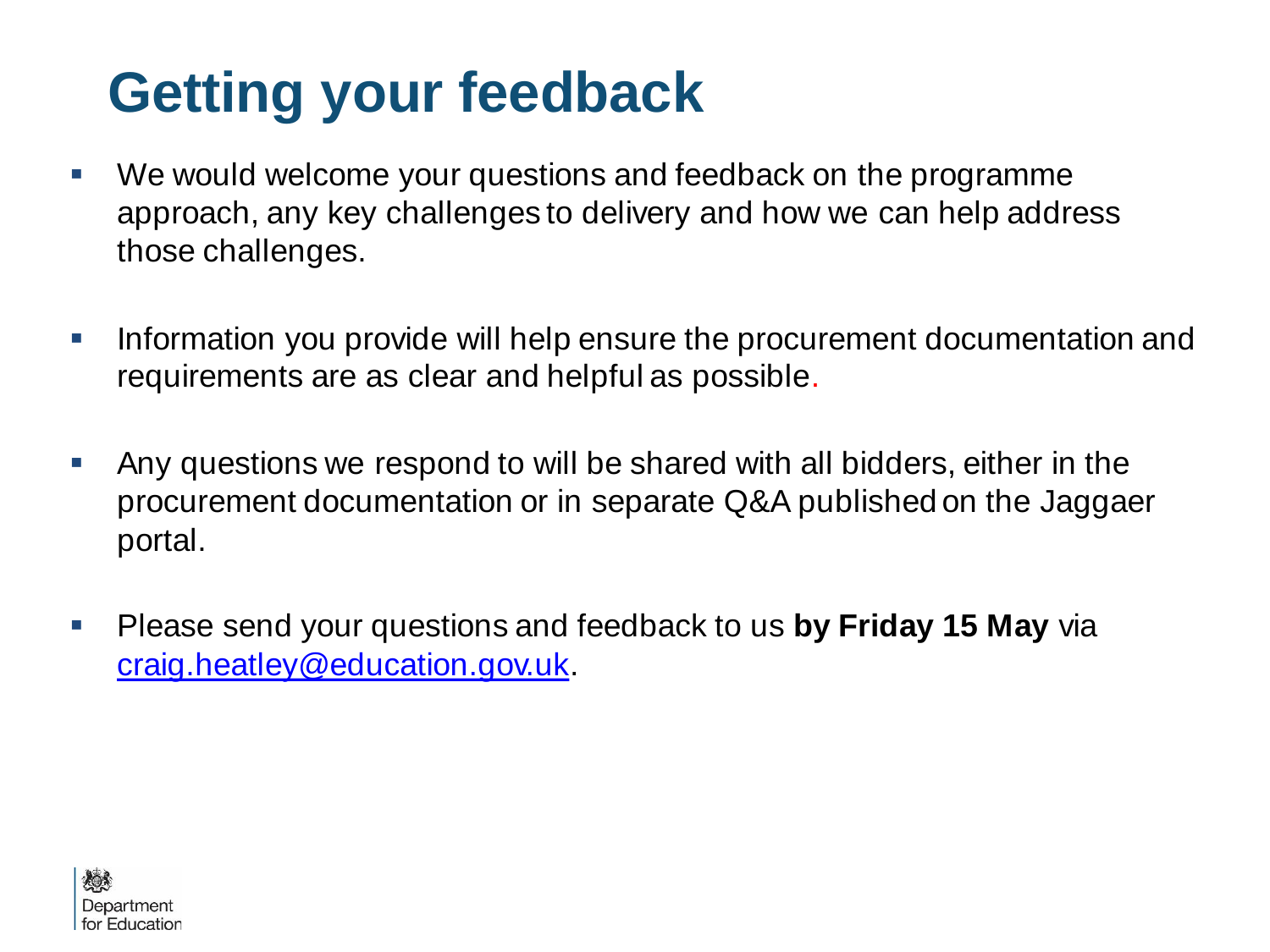# Getting your feedback

- We would welcome your questions and feedback on the programme approach, any key challenges to delivery and how we can help address those challenges.
- Information you provide will help ensure the procurement documentation and requirements are as clear and helpful as possible.
- Any questions we respond to will be shared with all bidders, either in the procurement documentation or in separate Q&A published on the Jaggaer portal.
- Please send your questions and feedback to us **by Friday 15 May** via craig.heatley@education.gov.uk.

Department for Education